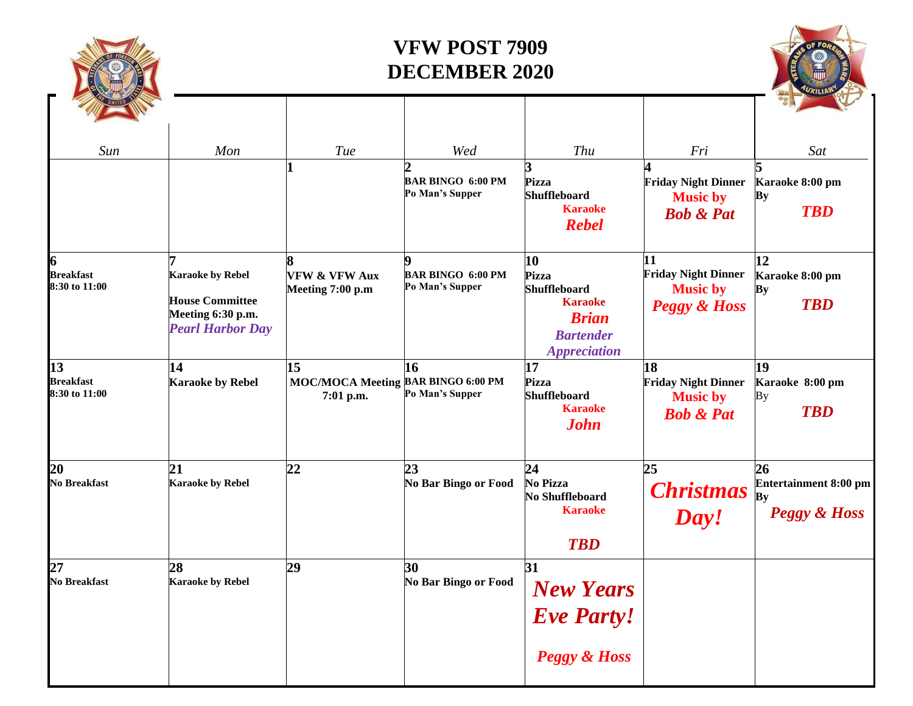# VFW POST 7909
# DECEMBER 2020

| Sun | Mon | Tue | Wed | Thu | Fri | Sat |
|---|---|---|---|---|---|---|
| | | **1** | **2** **BAR BINGO 6:00 PM** **Po Man's Supper** | **3** **Pizza** **Shuffleboard** **Karaoke** ***Rebel*** | **4** **Friday Night Dinner** **Music by** ***Bob & Pat*** | **5** **Karaoke 8:00 pm** **By** ***TBD*** |
| **6** **Breakfast** **8:30 to 11:00** | **7** **Karaoke by Rebel** **House Committee Meeting 6:30 p.m.** ***Pearl Harbor Day*** | **8** **VFW & VFW Aux Meeting 7:00 p.m** | **9** **BAR BINGO 6:00 PM** **Po Man's Supper** | **10** **Pizza** **Shuffleboard** **Karaoke** ***Brian*** ***Bartender Appreciation*** | **11** **Friday Night Dinner** **Music by** ***Peggy & Hoss*** | **12** **Karaoke 8:00 pm** **By** ***TBD*** |
| **13** **Breakfast** **8:30 to 11:00** | **14** **Karaoke by Rebel** | **15** **MOC/MOCA Meeting 7:01 p.m.** | **16** **BAR BINGO 6:00 PM** **Po Man's Supper** | **17** **Pizza** **Shuffleboard** **Karaoke** ***John*** | **18** **Friday Night Dinner** **Music by** ***Bob & Pat*** | **19** **Karaoke 8:00 pm** By ***TBD*** |
| **20** **No Breakfast** | **21** **Karaoke by Rebel** | **22** | **23** **No Bar Bingo or Food** | **24** **No Pizza** **No Shuffleboard** **Karaoke** ***TBD*** | **25** ***Christmas Day!*** | **26** **Entertainment 8:00 pm** **By** ***Peggy & Hoss*** |
| **27** **No Breakfast** | **28** **Karaoke by Rebel** | **29** | **30** **No Bar Bingo or Food** | **31** ***New Years Eve Party!*** ***Peggy & Hoss*** | | |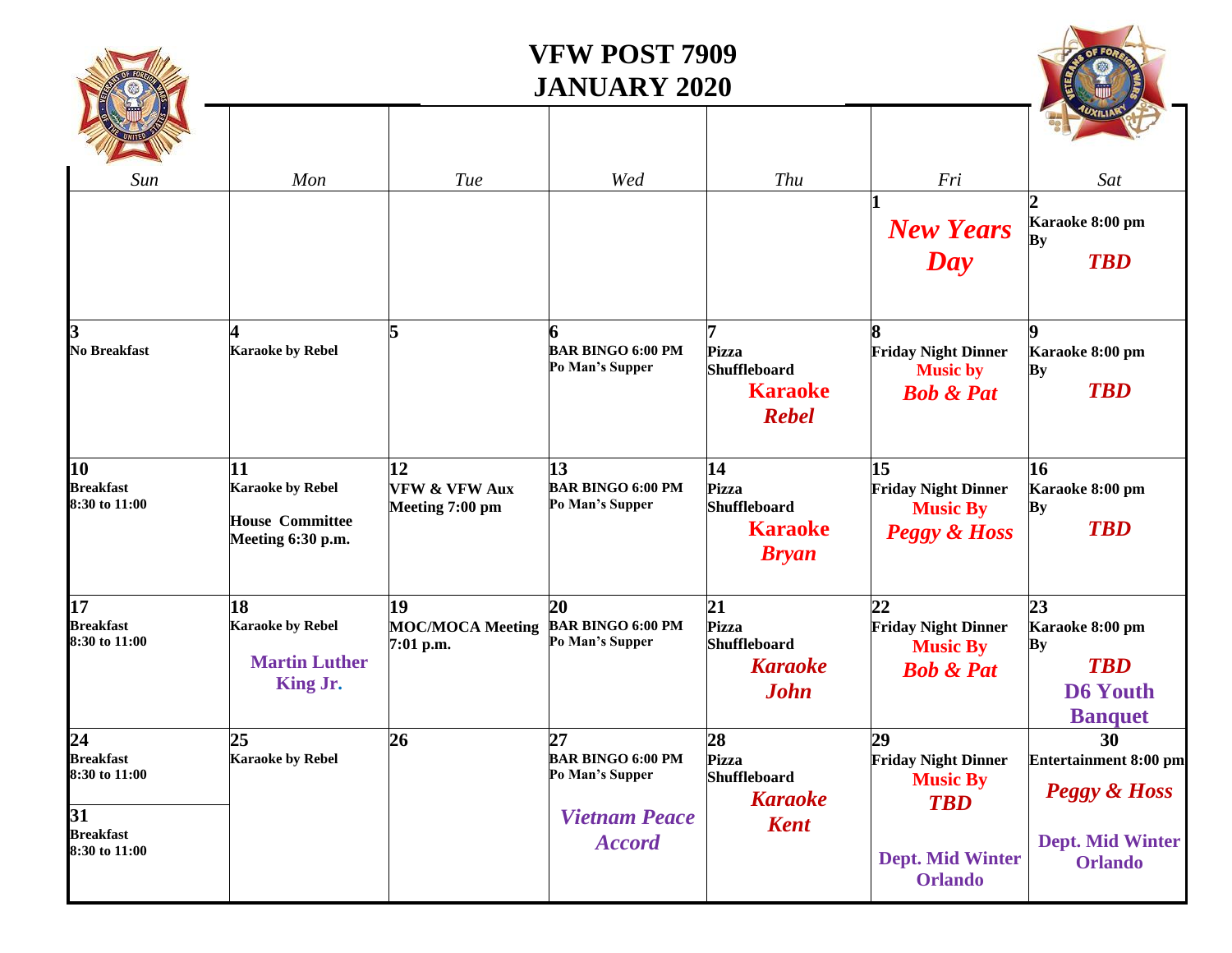# VFW POST 7909
# JANUARY 2020

| Sun | Mon | Tue | Wed | Thu | Fri | Sat |
|---|---|---|---|---|---|---|
| | | | | | **1** *New Years Day* | **2** Karaoke 8:00 pm By *TBD* |
| **3** No Breakfast | **4** Karaoke by Rebel | **5** | **6** BAR BINGO 6:00 PM Po Man's Supper | **7** Pizza Shuffleboard Karaoke *Rebel* | **8** Friday Night Dinner Music by *Bob & Pat* | **9** Karaoke 8:00 pm By *TBD* |
| **10** Breakfast 8:30 to 11:00 | **11** Karaoke by Rebel House Committee Meeting 6:30 p.m. | **12** VFW & VFW Aux Meeting 7:00 pm | **13** BAR BINGO 6:00 PM Po Man's Supper | **14** Pizza Shuffleboard Karaoke *Bryan* | **15** Friday Night Dinner Music By *Peggy & Hoss* | **16** Karaoke 8:00 pm By *TBD* |
| **17** Breakfast 8:30 to 11:00 | **18** Karaoke by Rebel Martin Luther King Jr. | **19** MOC/MOCA Meeting 7:01 p.m. | **20** BAR BINGO 6:00 PM Po Man's Supper | **21** Pizza Shuffleboard *Karaoke John* | **22** Friday Night Dinner Music By *Bob & Pat* | **23** Karaoke 8:00 pm By *TBD* D6 Youth Banquet |
| **24** Breakfast 8:30 to 11:00 / **31** Breakfast 8:30 to 11:00 | **25** Karaoke by Rebel | **26** | **27** BAR BINGO 6:00 PM Po Man's Supper *Vietnam Peace Accord* | **28** Pizza Shuffleboard *Karaoke Kent* | **29** Friday Night Dinner Music By *TBD* Dept. Mid Winter Orlando | **30** Entertainment 8:00 pm *Peggy & Hoss* Dept. Mid Winter Orlando |